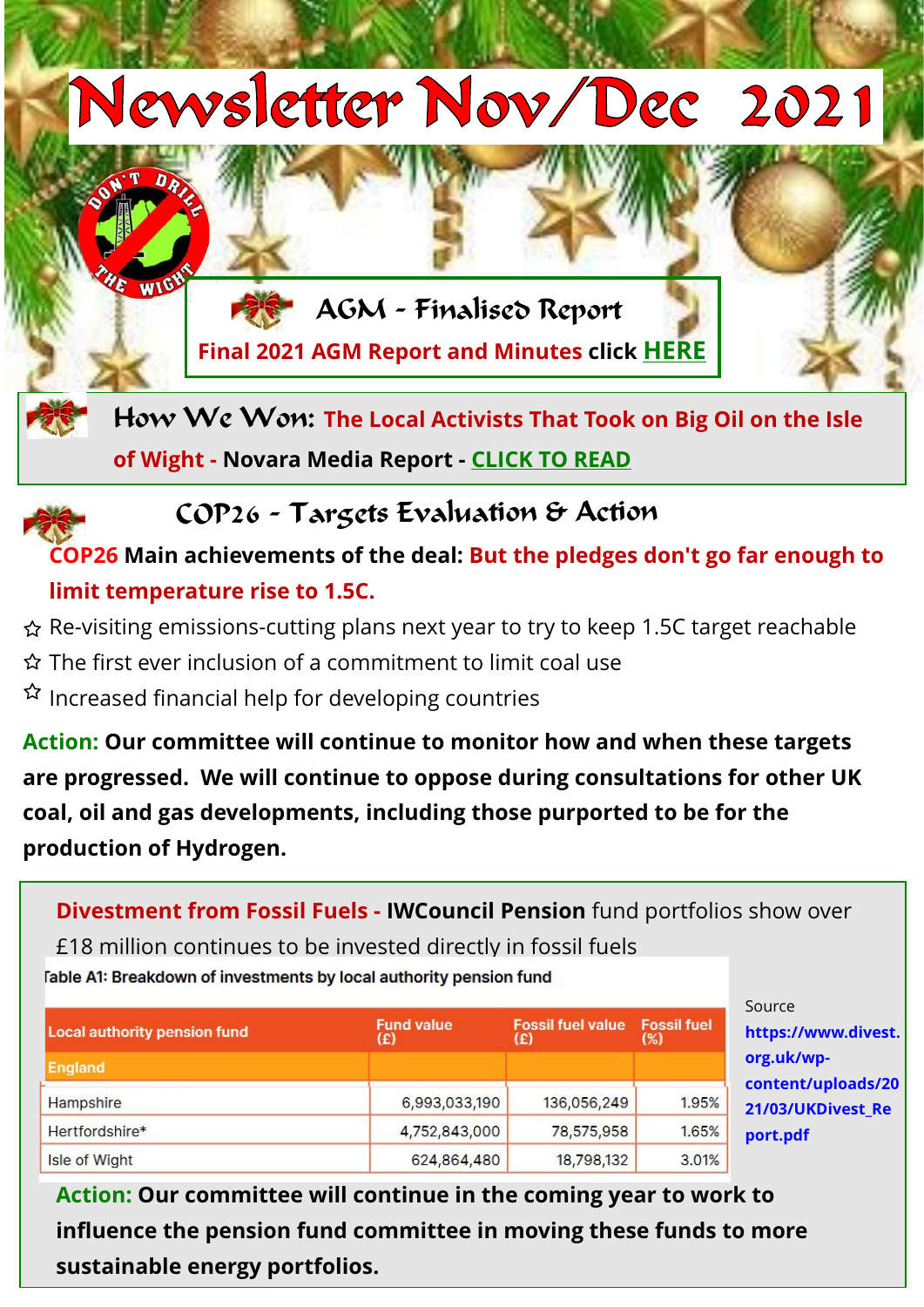# Newsletter Nov/Dec 2021

DON'T DRILL THE WIGHT

## AGM - Finalised Report

**Final 2021 AGM Report and Minutes click HERE**

**How We Won: The Local Activists That Took on Big Oil on the Isle of Wight - Novara Media Report - CLICK TO READ**

## COP26 - Targets Evaluation & Action

**COP26 Main achievements of the deal: But the pledges don't go far enough to limit temperature rise to 1.5C.**

- ☆ Re-visiting emissions-cutting plans next year to try to keep 1.5C target reachable
- ☆ The first ever inclusion of a commitment to limit coal use
- ☆ Increased financial help for developing countries

**Action: Our committee will continue to monitor how and when these targets are progressed. We will continue to oppose during consultations for other UK coal, oil and gas developments, including those purported to be for the production of Hydrogen.**

**Divestment from Fossil Fuels - IWCouncil Pension** fund portfolios show over £18 million continues to be invested directly in fossil fuels

Table A1: Breakdown of investments by local authority pension fund

| Local authority pension fund | Fund value (£) | Fossil fuel value (£) | Fossil fuel (%) |
|---|---|---|---|
| England | | | |
| Hampshire | 6,993,033,190 | 136,056,249 | 1.95% |
| Hertfordshire* | 4,752,843,000 | 78,575,958 | 1.65% |
| Isle of Wight | 624,864,480 | 18,798,132 | 3.01% |

Source https://www.divest.org.uk/wp-content/uploads/2021/03/UKDivest_Report.pdf

**Action: Our committee will continue in the coming year to work to influence the pension fund committee in moving these funds to more sustainable energy portfolios.**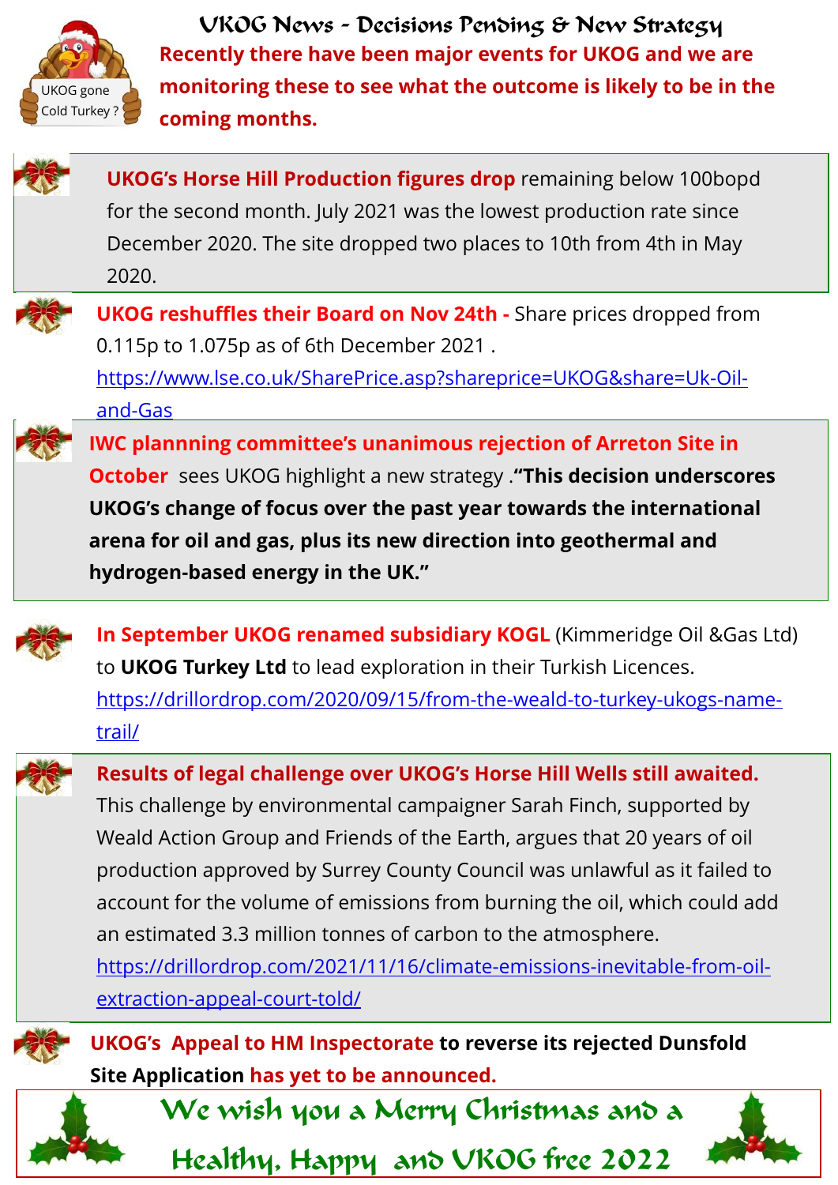# UKOG News - Decisions Pending & New Strategy

UKOG gone Cold Turkey ?

**Recently there have been major events for UKOG and we are monitoring these to see what the outcome is likely to be in the coming months.**

**UKOG's Horse Hill Production figures drop** remaining below 100bopd for the second month. July 2021 was the lowest production rate since December 2020. The site dropped two places to 10th from 4th in May 2020.

**UKOG reshuffles their Board on Nov 24th -** Share prices dropped from 0.115p to 1.075p as of 6th December 2021 . https://www.lse.co.uk/SharePrice.asp?shareprice=UKOG&share=Uk-Oil-and-Gas

**IWC plannning committee's unanimous rejection of Arreton Site in October** sees UKOG highlight a new strategy .**"This decision underscores UKOG's change of focus over the past year towards the international arena for oil and gas, plus its new direction into geothermal and hydrogen-based energy in the UK."**

**In September UKOG renamed subsidiary KOGL** (Kimmeridge Oil &Gas Ltd) to **UKOG Turkey Ltd** to lead exploration in their Turkish Licences. https://drillordrop.com/2020/09/15/from-the-weald-to-turkey-ukogs-name-trail/

**Results of legal challenge over UKOG's Horse Hill Wells still awaited.** This challenge by environmental campaigner Sarah Finch, supported by Weald Action Group and Friends of the Earth, argues that 20 years of oil production approved by Surrey County Council was unlawful as it failed to account for the volume of emissions from burning the oil, which could add an estimated 3.3 million tonnes of carbon to the atmosphere. https://drillordrop.com/2021/11/16/climate-emissions-inevitable-from-oil-extraction-appeal-court-told/

**UKOG's Appeal to HM Inspectorate to reverse its rejected Dunsfold Site Application has yet to be announced.**

**We wish you a Merry Christmas and a Healthy, Happy and UKOG free 2022**